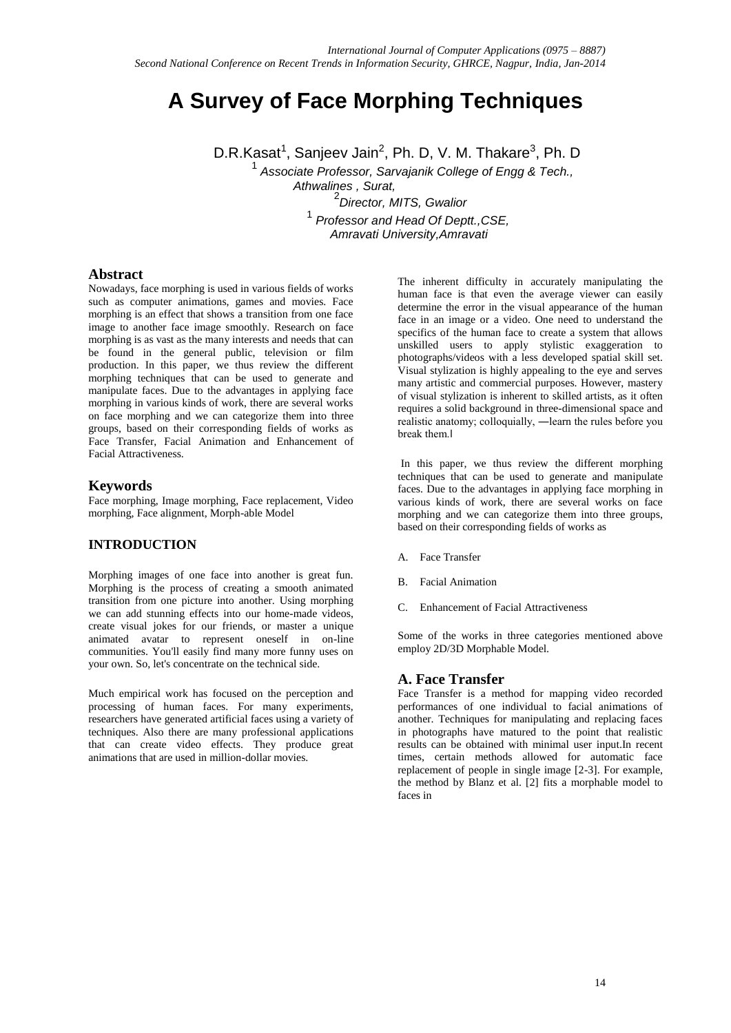# A Survey of Face Morphing Techniques

D.R.Kasat[1], Sanjeev Jain[2], Ph. D, V. M. Thakare[3], Ph. D

[1] *Associate Professor, Sarvajanik College of Engg & Tech., Athwalines , Surat,*

[2]*Director, MITS, Gwalior*

[1] *Professor and Head Of Deptt.,CSE, Amravati University,Amravati*

## Abstract

Nowadays, face morphing is used in various fields of works such as computer animations, games and movies. Face morphing is an effect that shows a transition from one face image to another face image smoothly. Research on face morphing is as vast as the many interests and needs that can be found in the general public, television or film production. In this paper, we thus review the different morphing techniques that can be used to generate and manipulate faces. Due to the advantages in applying face morphing in various kinds of work, there are several works on face morphing and we can categorize them into three groups, based on their corresponding fields of works as Face Transfer, Facial Animation and Enhancement of Facial Attractiveness.

## Keywords

Face morphing, Image morphing, Face replacement, Video morphing, Face alignment, Morph-able Model

## INTRODUCTION

Morphing images of one face into another is great fun. Morphing is the process of creating a smooth animated transition from one picture into another. Using morphing we can add stunning effects into our home-made videos, create visual jokes for our friends, or master a unique animated avatar to represent oneself in on-line communities. You'll easily find many more funny uses on your own. So, let's concentrate on the technical side.

Much empirical work has focused on the perception and processing of human faces. For many experiments, researchers have generated artificial faces using a variety of techniques. Also there are many professional applications that can create video effects. They produce great animations that are used in million-dollar movies.

The inherent difficulty in accurately manipulating the human face is that even the average viewer can easily determine the error in the visual appearance of the human face in an image or a video. One need to understand the specifics of the human face to create a system that allows unskilled users to apply stylistic exaggeration to photographs/videos with a less developed spatial skill set. Visual stylization is highly appealing to the eye and serves many artistic and commercial purposes. However, mastery of visual stylization is inherent to skilled artists, as it often requires a solid background in three-dimensional space and realistic anatomy; colloquially, ―learn the rules before you break them.‖

In this paper, we thus review the different morphing techniques that can be used to generate and manipulate faces. Due to the advantages in applying face morphing in various kinds of work, there are several works on face morphing and we can categorize them into three groups, based on their corresponding fields of works as

A. Face Transfer

B. Facial Animation

C. Enhancement of Facial Attractiveness

Some of the works in three categories mentioned above employ 2D/3D Morphable Model.

## A. Face Transfer

Face Transfer is a method for mapping video recorded performances of one individual to facial animations of another. Techniques for manipulating and replacing faces in photographs have matured to the point that realistic results can be obtained with minimal user input.In recent times, certain methods allowed for automatic face replacement of people in single image [2-3]. For example, the method by Blanz et al. [2] fits a morphable model to faces in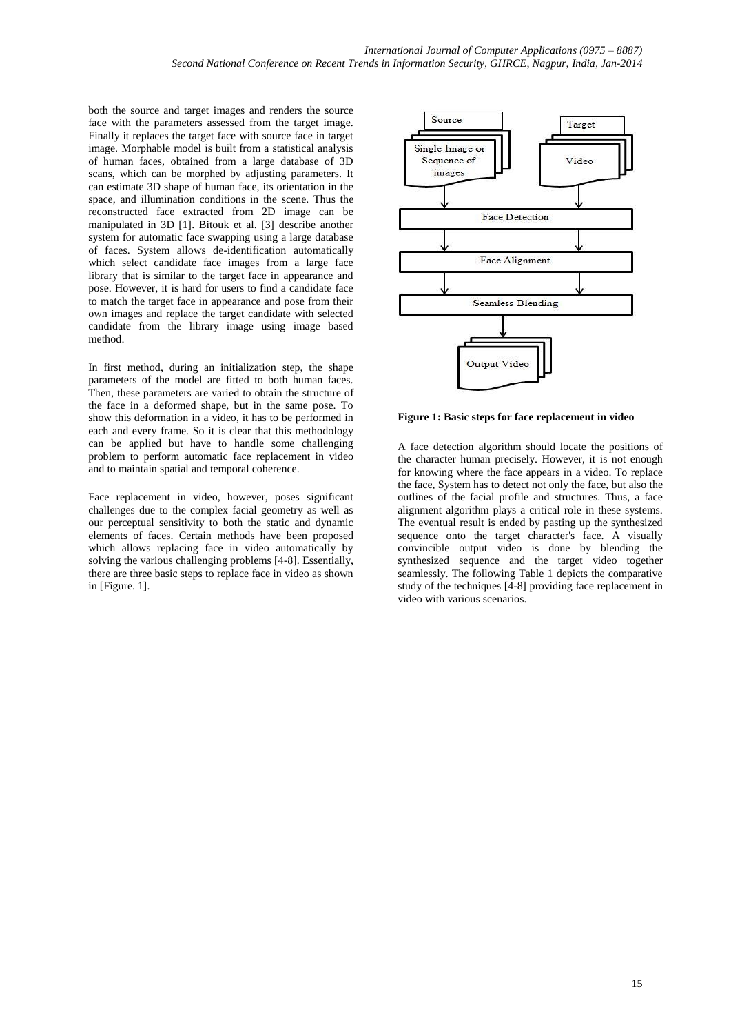both the source and target images and renders the source face with the parameters assessed from the target image. Finally it replaces the target face with source face in target image. Morphable model is built from a statistical analysis of human faces, obtained from a large database of 3D scans, which can be morphed by adjusting parameters. It can estimate 3D shape of human face, its orientation in the space, and illumination conditions in the scene. Thus the reconstructed face extracted from 2D image can be manipulated in 3D [1]. Bitouk et al. [3] describe another system for automatic face swapping using a large database of faces. System allows de-identification automatically which select candidate face images from a large face library that is similar to the target face in appearance and pose. However, it is hard for users to find a candidate face to match the target face in appearance and pose from their own images and replace the target candidate with selected candidate from the library image using image based method.

In first method, during an initialization step, the shape parameters of the model are fitted to both human faces. Then, these parameters are varied to obtain the structure of the face in a deformed shape, but in the same pose. To show this deformation in a video, it has to be performed in each and every frame. So it is clear that this methodology can be applied but have to handle some challenging problem to perform automatic face replacement in video and to maintain spatial and temporal coherence.

Face replacement in video, however, poses significant challenges due to the complex facial geometry as well as our perceptual sensitivity to both the static and dynamic elements of faces. Certain methods have been proposed which allows replacing face in video automatically by solving the various challenging problems [4-8]. Essentially, there are three basic steps to replace face in video as shown in [Figure. 1].

Source: Single Image or Sequence of images — Target: Video → Face Detection → Face Alignment → Seamless Blending → Output Video

**Figure 1: Basic steps for face replacement in video**

A face detection algorithm should locate the positions of the character human precisely. However, it is not enough for knowing where the face appears in a video. To replace the face, System has to detect not only the face, but also the outlines of the facial profile and structures. Thus, a face alignment algorithm plays a critical role in these systems. The eventual result is ended by pasting up the synthesized sequence onto the target character's face. A visually convincible output video is done by blending the synthesized sequence and the target video together seamlessly. The following Table 1 depicts the comparative study of the techniques [4-8] providing face replacement in video with various scenarios.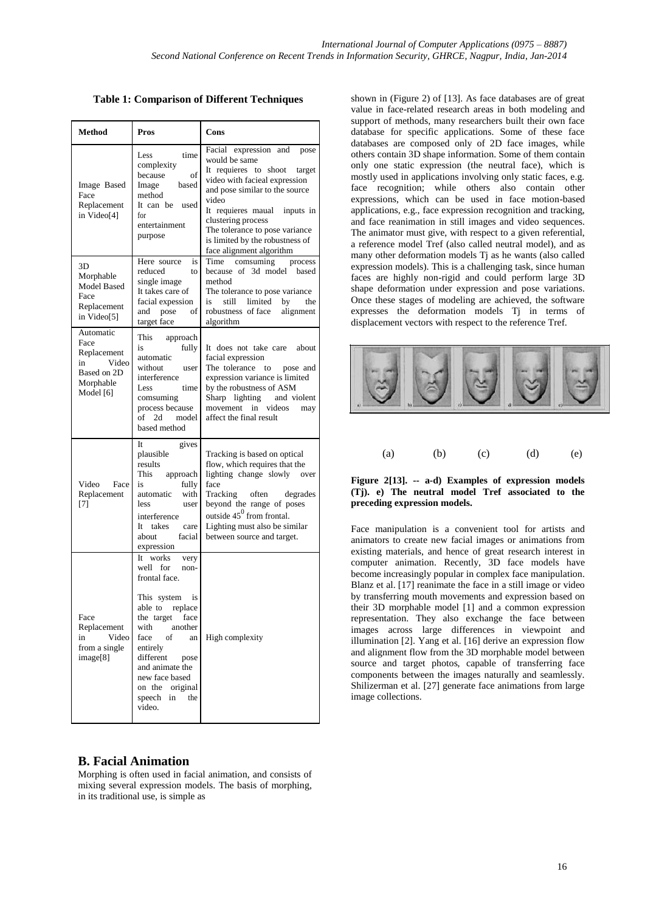**Table 1: Comparison of Different Techniques**

| Method | Pros | Cons |
|---|---|---|
| Image Based Face Replacement in Video[4] | Less time complexity because of Image based method<br>It can be used for entertainment purpose | Facial expression and pose would be same<br>It requieres to shoot target video with facieal expression and pose similar to the source video<br>It requieres maual inputs in clustering process<br>The tolerance to pose variance is limited by the robustness of face alignment algorithm |
| 3D Morphable Model Based Face Replacement in Video[5] | Here source is reduced to single image<br>It takes care of facial expession and pose of target face | Time comsuming process because of 3d model based method<br>The tolerance to pose variance is still limited by the robustness of face alignment algorithm |
| Automatic Face Replacement in Video Based on 2D Morphable Model [6] | This approach is fully automatic without user interference<br>Less time comsuming process because of 2d model based method | It does not take care about facial expression<br>The tolerance to pose and expression variance is limited by the robustness of ASM<br>Sharp lighting and violent movement in videos may affect the final result |
| Video Face Replacement [7] | It gives plausible results<br>This approach is fully automatic with less user interference<br>It takes care about facial expression | Tracking is based on optical flow, which requires that the lighting change slowly over face<br>Tracking often degrades beyond the range of poses outside $45^0$ from frontal.<br>Lighting must also be similar between source and target. |
| Face Replacement in Video from a single image[8] | It works very well for non-frontal face.<br>This system is able to replace the target face with another face of an entirely different pose and animate the new face based on the original speech in the video. | High complexity |

## B. Facial Animation

Morphing is often used in facial animation, and consists of mixing several expression models. The basis of morphing, in its traditional use, is simple as shown in (Figure 2) of [13]. As face databases are of great value in face-related research areas in both modeling and support of methods, many researchers built their own face database for specific applications. Some of these face databases are composed only of 2D face images, while others contain 3D shape information. Some of them contain only one static expression (the neutral face), which is mostly used in applications involving only static faces, e.g. face recognition; while others also contain other expressions, which can be used in face motion-based applications, e.g., face expression recognition and tracking, and face reanimation in still images and video sequences. The animator must give, with respect to a given referential, a reference model Tref (also called neutral model), and as many other deformation models Tj as he wants (also called expression models). This is a challenging task, since human faces are highly non-rigid and could perform large 3D shape deformation under expression and pose variations. Once these stages of modeling are achieved, the software expresses the deformation models Tj in terms of displacement vectors with respect to the reference Tref.

(a) (b) (c) (d) (e)

**Figure 2[13]. -- a-d) Examples of expression models (Tj). e) The neutral model Tref associated to the preceding expression models.**

Face manipulation is a convenient tool for artists and animators to create new facial images or animations from existing materials, and hence of great research interest in computer animation. Recently, 3D face models have become increasingly popular in complex face manipulation. Blanz et al. [17] reanimate the face in a still image or video by transferring mouth movements and expression based on their 3D morphable model [1] and a common expression representation. They also exchange the face between images across large differences in viewpoint and illumination [2]. Yang et al. [16] derive an expression flow and alignment flow from the 3D morphable model between source and target photos, capable of transferring face components between the images naturally and seamlessly. Shilizerman et al. [27] generate face animations from large image collections.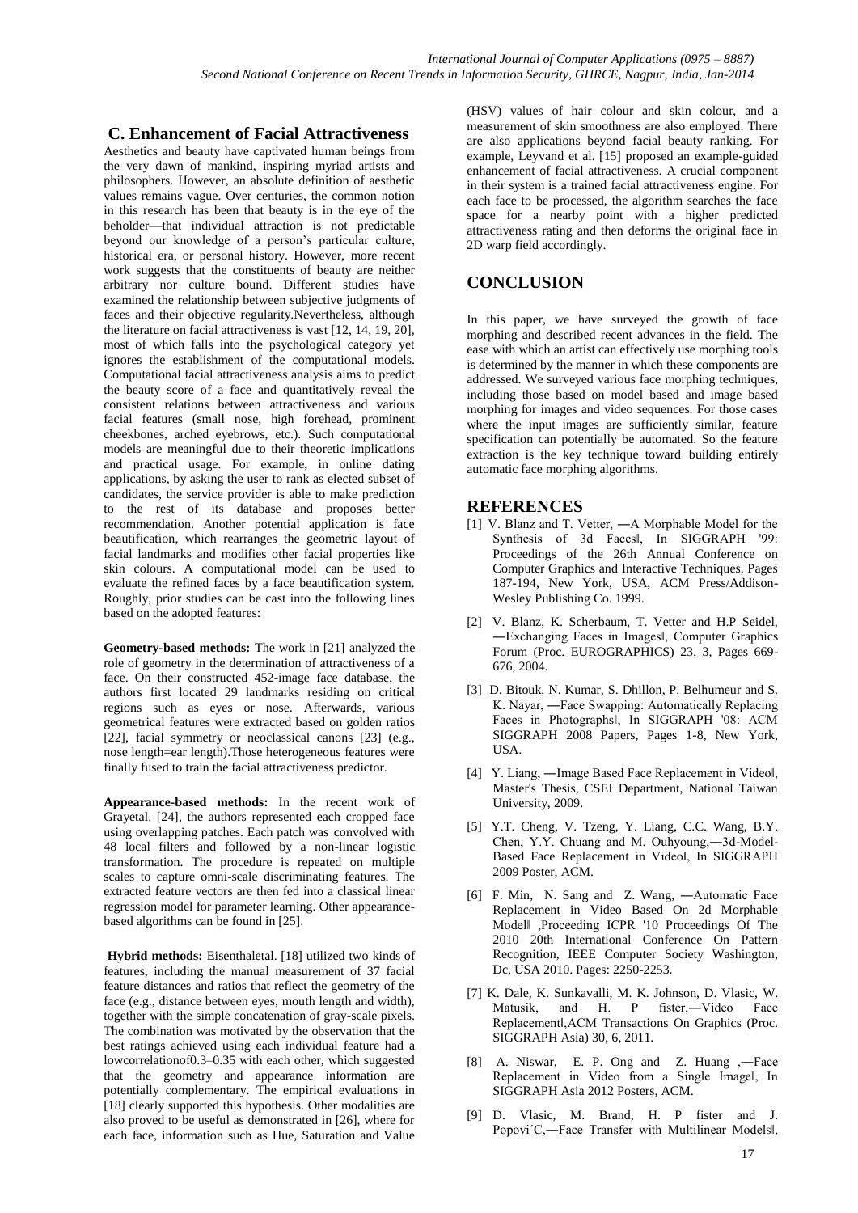## C. Enhancement of Facial Attractiveness

Aesthetics and beauty have captivated human beings from the very dawn of mankind, inspiring myriad artists and philosophers. However, an absolute definition of aesthetic values remains vague. Over centuries, the common notion in this research has been that beauty is in the eye of the beholder—that individual attraction is not predictable beyond our knowledge of a person's particular culture, historical era, or personal history. However, more recent work suggests that the constituents of beauty are neither arbitrary nor culture bound. Different studies have examined the relationship between subjective judgments of faces and their objective regularity.Nevertheless, although the literature on facial attractiveness is vast [12, 14, 19, 20], most of which falls into the psychological category yet ignores the establishment of the computational models. Computational facial attractiveness analysis aims to predict the beauty score of a face and quantitatively reveal the consistent relations between attractiveness and various facial features (small nose, high forehead, prominent cheekbones, arched eyebrows, etc.). Such computational models are meaningful due to their theoretic implications and practical usage. For example, in online dating applications, by asking the user to rank as elected subset of candidates, the service provider is able to make prediction to the rest of its database and proposes better recommendation. Another potential application is face beautification, which rearranges the geometric layout of facial landmarks and modifies other facial properties like skin colours. A computational model can be used to evaluate the refined faces by a face beautification system. Roughly, prior studies can be cast into the following lines based on the adopted features:

**Geometry-based methods:** The work in [21] analyzed the role of geometry in the determination of attractiveness of a face. On their constructed 452-image face database, the authors first located 29 landmarks residing on critical regions such as eyes or nose. Afterwards, various geometrical features were extracted based on golden ratios [22], facial symmetry or neoclassical canons [23] (e.g., nose length=ear length).Those heterogeneous features were finally fused to train the facial attractiveness predictor.

**Appearance-based methods:** In the recent work of Grayetal. [24], the authors represented each cropped face using overlapping patches. Each patch was convolved with 48 local filters and followed by a non-linear logistic transformation. The procedure is repeated on multiple scales to capture omni-scale discriminating features. The extracted feature vectors are then fed into a classical linear regression model for parameter learning. Other appearance-based algorithms can be found in [25].

**Hybrid methods:** Eisenthaletal. [18] utilized two kinds of features, including the manual measurement of 37 facial feature distances and ratios that reflect the geometry of the face (e.g., distance between eyes, mouth length and width), together with the simple concatenation of gray-scale pixels. The combination was motivated by the observation that the best ratings achieved using each individual feature had a lowcorrelationof0.3–0.35 with each other, which suggested that the geometry and appearance information are potentially complementary. The empirical evaluations in [18] clearly supported this hypothesis. Other modalities are also proved to be useful as demonstrated in [26], where for each face, information such as Hue, Saturation and Value (HSV) values of hair colour and skin colour, and a measurement of skin smoothness are also employed. There are also applications beyond facial beauty ranking. For example, Leyvand et al. [15] proposed an example-guided enhancement of facial attractiveness. A crucial component in their system is a trained facial attractiveness engine. For each face to be processed, the algorithm searches the face space for a nearby point with a higher predicted attractiveness rating and then deforms the original face in 2D warp field accordingly.

## CONCLUSION

In this paper, we have surveyed the growth of face morphing and described recent advances in the field. The ease with which an artist can effectively use morphing tools is determined by the manner in which these components are addressed. We surveyed various face morphing techniques, including those based on model based and image based morphing for images and video sequences. For those cases where the input images are sufficiently similar, feature specification can potentially be automated. So the feature extraction is the key technique toward building entirely automatic face morphing algorithms.

## REFERENCES

[1] V. Blanz and T. Vetter, ―A Morphable Model for the Synthesis of 3d Faces‖, In SIGGRAPH '99: Proceedings of the 26th Annual Conference on Computer Graphics and Interactive Techniques, Pages 187-194, New York, USA, ACM Press/Addison-Wesley Publishing Co. 1999.

[2] V. Blanz, K. Scherbaum, T. Vetter and H.P Seidel, ―Exchanging Faces in Images‖, Computer Graphics Forum (Proc. EUROGRAPHICS) 23, 3, Pages 669-676, 2004.

[3] D. Bitouk, N. Kumar, S. Dhillon, P. Belhumeur and S. K. Nayar, ―Face Swapping: Automatically Replacing Faces in Photographs‖, In SIGGRAPH '08: ACM SIGGRAPH 2008 Papers, Pages 1-8, New York, USA.

[4] Y. Liang, ―Image Based Face Replacement in Video‖, Master's Thesis, CSEI Department, National Taiwan University, 2009.

[5] Y.T. Cheng, V. Tzeng, Y. Liang, C.C. Wang, B.Y. Chen, Y.Y. Chuang and M. Ouhyoung,―3d-Model-Based Face Replacement in Video‖, In SIGGRAPH 2009 Poster, ACM.

[6] F. Min, N. Sang and Z. Wang, ―Automatic Face Replacement in Video Based On 2d Morphable Model‖ ,Proceeding ICPR '10 Proceedings Of The 2010 20th International Conference On Pattern Recognition, IEEE Computer Society Washington, Dc, USA 2010. Pages: 2250-2253.

[7] K. Dale, K. Sunkavalli, M. K. Johnson, D. Vlasic, W. Matusik, and H. P fister,―Video Face Replacement‖,ACM Transactions On Graphics (Proc. SIGGRAPH Asia) 30, 6, 2011.

[8] A. Niswar, E. P. Ong and Z. Huang ,―Face Replacement in Video from a Single Image‖, In SIGGRAPH Asia 2012 Posters, ACM.

[9] D. Vlasic, M. Brand, H. P fister and J. Popovi´C,―Face Transfer with Multilinear Models‖,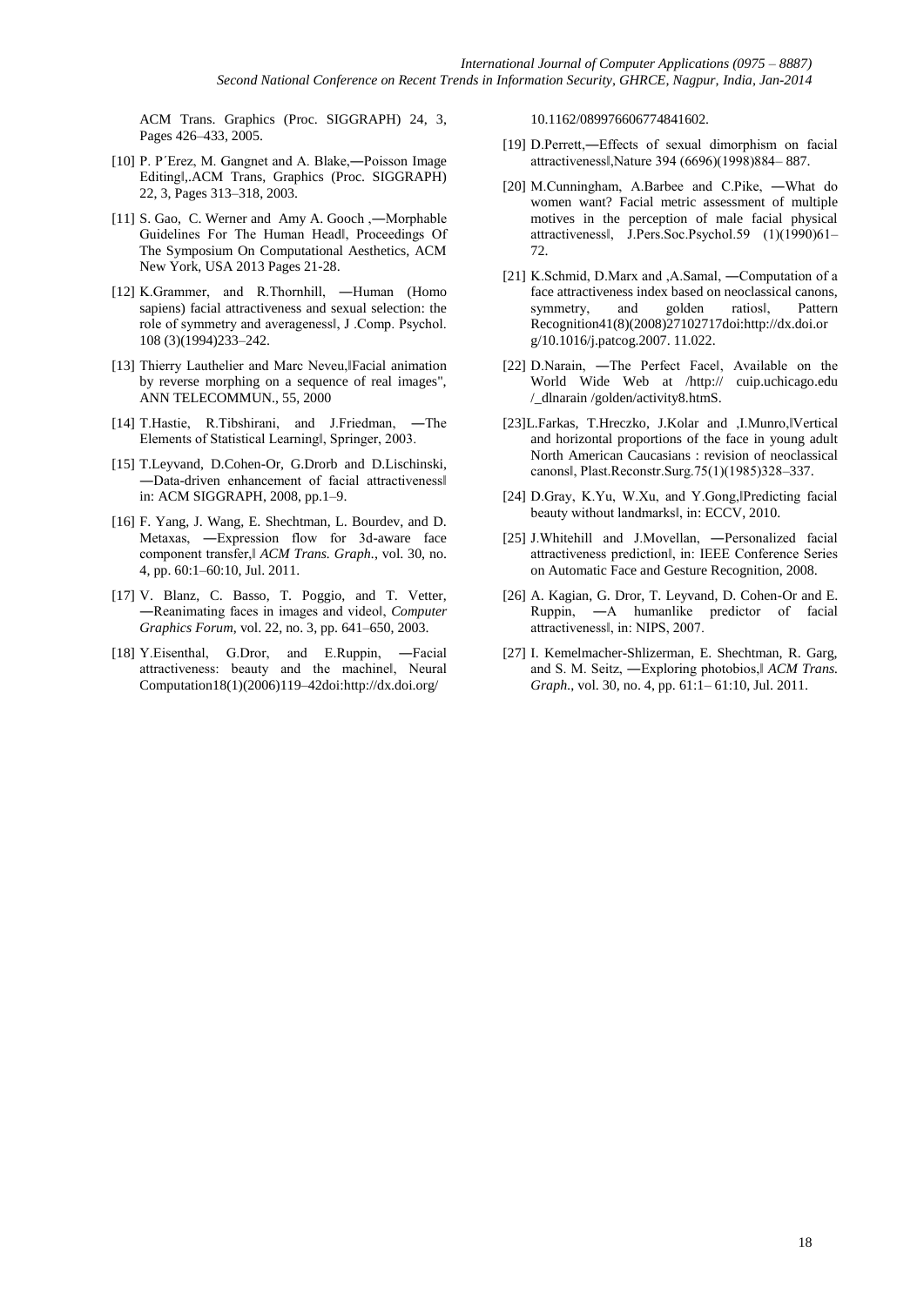ACM Trans. Graphics (Proc. SIGGRAPH) 24, 3, Pages 426–433, 2005.

[10] P. P´Erez, M. Gangnet and A. Blake,―Poisson Image Editing‖,.ACM Trans, Graphics (Proc. SIGGRAPH) 22, 3, Pages 313–318, 2003.

[11] S. Gao, C. Werner and Amy A. Gooch ,―Morphable Guidelines For The Human Head‖, Proceedings Of The Symposium On Computational Aesthetics, ACM New York, USA 2013 Pages 21-28.

[12] K.Grammer, and R.Thornhill, ―Human (Homo sapiens) facial attractiveness and sexual selection: the role of symmetry and averageness‖, J .Comp. Psychol. 108 (3)(1994)233–242.

[13] Thierry Lauthelier and Marc Neveu,‖Facial animation by reverse morphing on a sequence of real images", ANN TELECOMMUN., 55, 2000

[14] T.Hastie, R.Tibshirani, and J.Friedman, ―The Elements of Statistical Learning‖, Springer, 2003.

[15] T.Leyvand, D.Cohen-Or, G.Drorb and D.Lischinski, ―Data-driven enhancement of facial attractiveness‖ in: ACM SIGGRAPH, 2008, pp.1–9.

[16] F. Yang, J. Wang, E. Shechtman, L. Bourdev, and D. Metaxas, ―Expression flow for 3d-aware face component transfer,‖ *ACM Trans. Graph.*, vol. 30, no. 4, pp. 60:1–60:10, Jul. 2011.

[17] V. Blanz, C. Basso, T. Poggio, and T. Vetter, ―Reanimating faces in images and video‖, *Computer Graphics Forum*, vol. 22, no. 3, pp. 641–650, 2003.

[18] Y.Eisenthal, G.Dror, and E.Ruppin, ―Facial attractiveness: beauty and the machine‖, Neural Computation18(1)(2006)119–42doi:http://dx.doi.org/ 10.1162/089976606774841602.

[19] D.Perrett,―Effects of sexual dimorphism on facial attractiveness‖,Nature 394 (6696)(1998)884– 887.

[20] M.Cunningham, A.Barbee and C.Pike, ―What do women want? Facial metric assessment of multiple motives in the perception of male facial physical attractiveness‖, J.Pers.Soc.Psychol.59 (1)(1990)61–72.

[21] K.Schmid, D.Marx and ,A.Samal, ―Computation of a face attractiveness index based on neoclassical canons, symmetry, and golden ratios‖, Pattern Recognition41(8)(2008)27102717doi:http://dx.doi.org/10.1016/j.patcog.2007. 11.022.

[22] D.Narain, ―The Perfect Face‖, Available on the World Wide Web at /http:// cuip.uchicago.edu /_dlnarain /golden/activity8.htmS.

[23]L.Farkas, T.Hreczko, J.Kolar and ,I.Munro,‖Vertical and horizontal proportions of the face in young adult North American Caucasians : revision of neoclassical canons‖, Plast.Reconstr.Surg.75(1)(1985)328–337.

[24] D.Gray, K.Yu, W.Xu, and Y.Gong,‖Predicting facial beauty without landmarks‖, in: ECCV, 2010.

[25] J.Whitehill and J.Movellan, ―Personalized facial attractiveness prediction‖, in: IEEE Conference Series on Automatic Face and Gesture Recognition, 2008.

[26] A. Kagian, G. Dror, T. Leyvand, D. Cohen-Or and E. Ruppin, ―A humanlike predictor of facial attractiveness‖, in: NIPS, 2007.

[27] I. Kemelmacher-Shlizerman, E. Shechtman, R. Garg, and S. M. Seitz, ―Exploring photobios,‖ *ACM Trans. Graph.*, vol. 30, no. 4, pp. 61:1– 61:10, Jul. 2011.